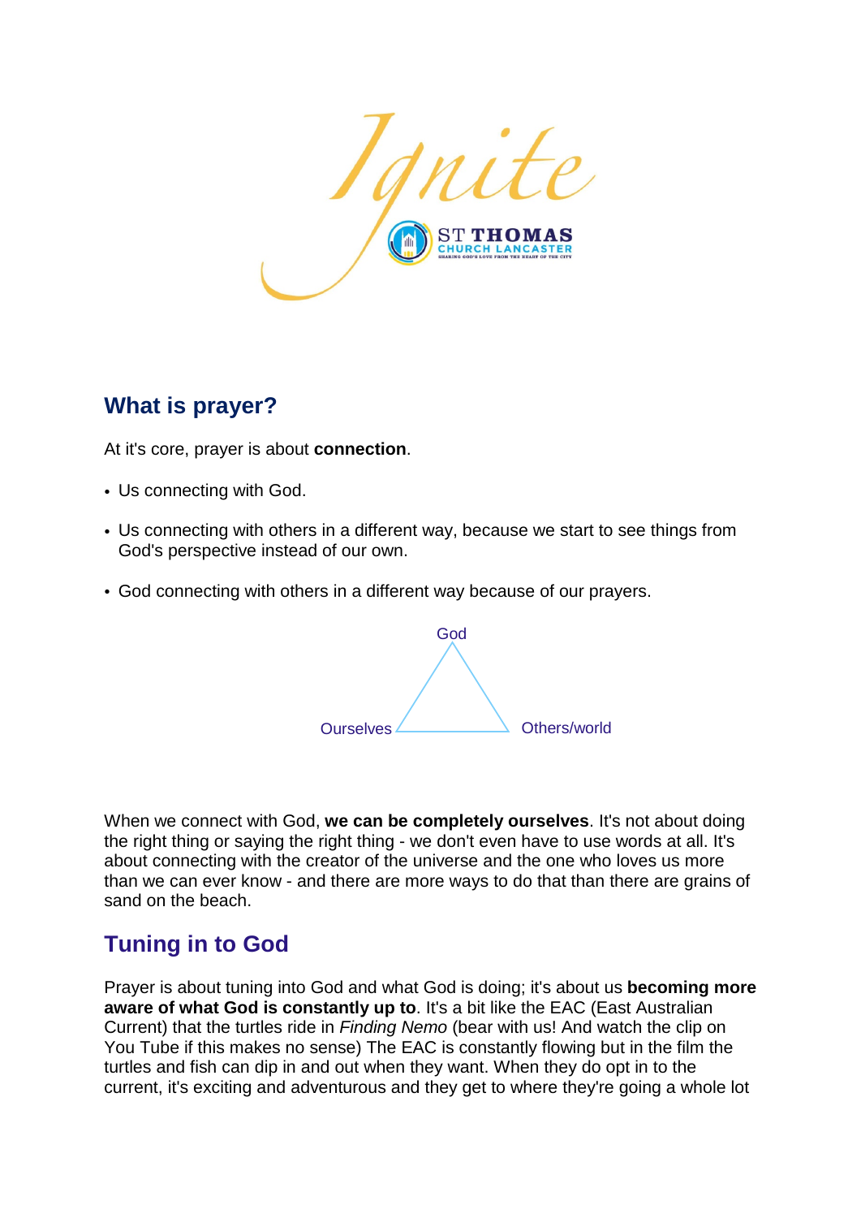Ignite

ST THOMAS CHURCH LANCASTER

SHARING GOD'S LOVE FROM THE HEART OF THE CITY

## What is prayer?

At it's core, prayer is about **connection**.

- Us connecting with God.
- Us connecting with others in a different way, because we start to see things from God's perspective instead of our own.
- God connecting with others in a different way because of our prayers.

God

Ourselves

Others/world

When we connect with God, **we can be completely ourselves**. It's not about doing the right thing or saying the right thing - we don't even have to use words at all. It's about connecting with the creator of the universe and the one who loves us more than we can ever know - and there are more ways to do that than there are grains of sand on the beach.

## Tuning in to God

Prayer is about tuning into God and what God is doing; it's about us **becoming more aware of what God is constantly up to**. It's a bit like the EAC (East Australian Current) that the turtles ride in *Finding Nemo* (bear with us! And watch the clip on You Tube if this makes no sense) The EAC is constantly flowing but in the film the turtles and fish can dip in and out when they want. When they do opt in to the current, it's exciting and adventurous and they get to where they're going a whole lot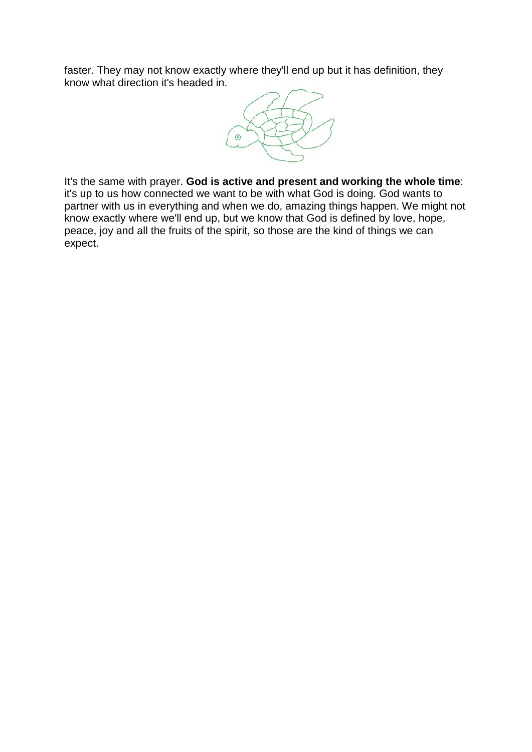faster. They may not know exactly where they'll end up but it has definition, they know what direction it's headed in.

It's the same with prayer. **God is active and present and working the whole time**: it's up to us how connected we want to be with what God is doing. God wants to partner with us in everything and when we do, amazing things happen. We might not know exactly where we'll end up, but we know that God is defined by love, hope, peace, joy and all the fruits of the spirit, so those are the kind of things we can expect.